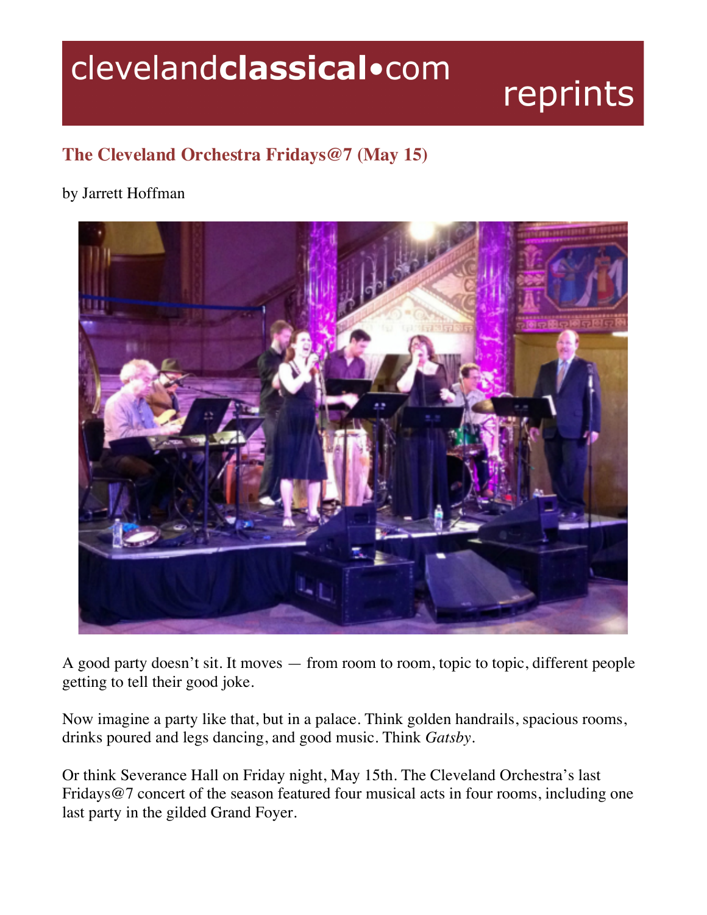clevelandclassical•com reprints

## The Cleveland Orchestra Fridays@7 (May 15)

by Jarrett Hoffman

A good party doesn't sit. It moves — from room to room, topic to topic, different people getting to tell their good joke.

Now imagine a party like that, but in a palace. Think golden handrails, spacious rooms, drinks poured and legs dancing, and good music. Think *Gatsby*.

Or think Severance Hall on Friday night, May 15th. The Cleveland Orchestra's last Fridays@7 concert of the season featured four musical acts in four rooms, including one last party in the gilded Grand Foyer.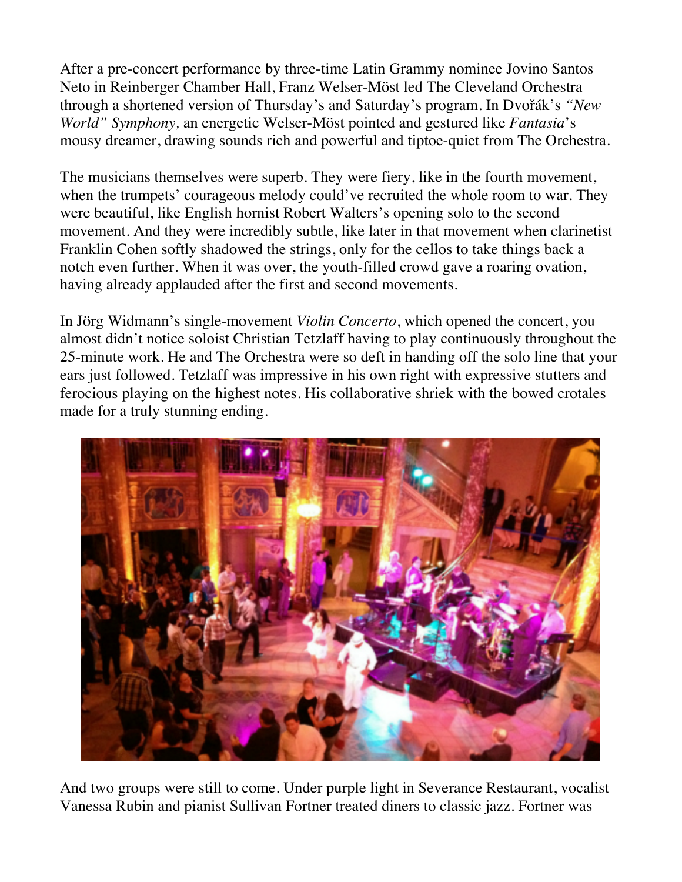After a pre-concert performance by three-time Latin Grammy nominee Jovino Santos Neto in Reinberger Chamber Hall, Franz Welser-Möst led The Cleveland Orchestra through a shortened version of Thursday's and Saturday's program. In Dvořák's *"New World" Symphony,* an energetic Welser-Möst pointed and gestured like *Fantasia*'s mousy dreamer, drawing sounds rich and powerful and tiptoe-quiet from The Orchestra.

The musicians themselves were superb. They were fiery, like in the fourth movement, when the trumpets' courageous melody could've recruited the whole room to war. They were beautiful, like English hornist Robert Walters's opening solo to the second movement. And they were incredibly subtle, like later in that movement when clarinetist Franklin Cohen softly shadowed the strings, only for the cellos to take things back a notch even further. When it was over, the youth-filled crowd gave a roaring ovation, having already applauded after the first and second movements.

In Jörg Widmann's single-movement *Violin Concerto*, which opened the concert, you almost didn't notice soloist Christian Tetzlaff having to play continuously throughout the 25-minute work. He and The Orchestra were so deft in handing off the solo line that your ears just followed. Tetzlaff was impressive in his own right with expressive stutters and ferocious playing on the highest notes. His collaborative shriek with the bowed crotales made for a truly stunning ending.

And two groups were still to come. Under purple light in Severance Restaurant, vocalist Vanessa Rubin and pianist Sullivan Fortner treated diners to classic jazz. Fortner was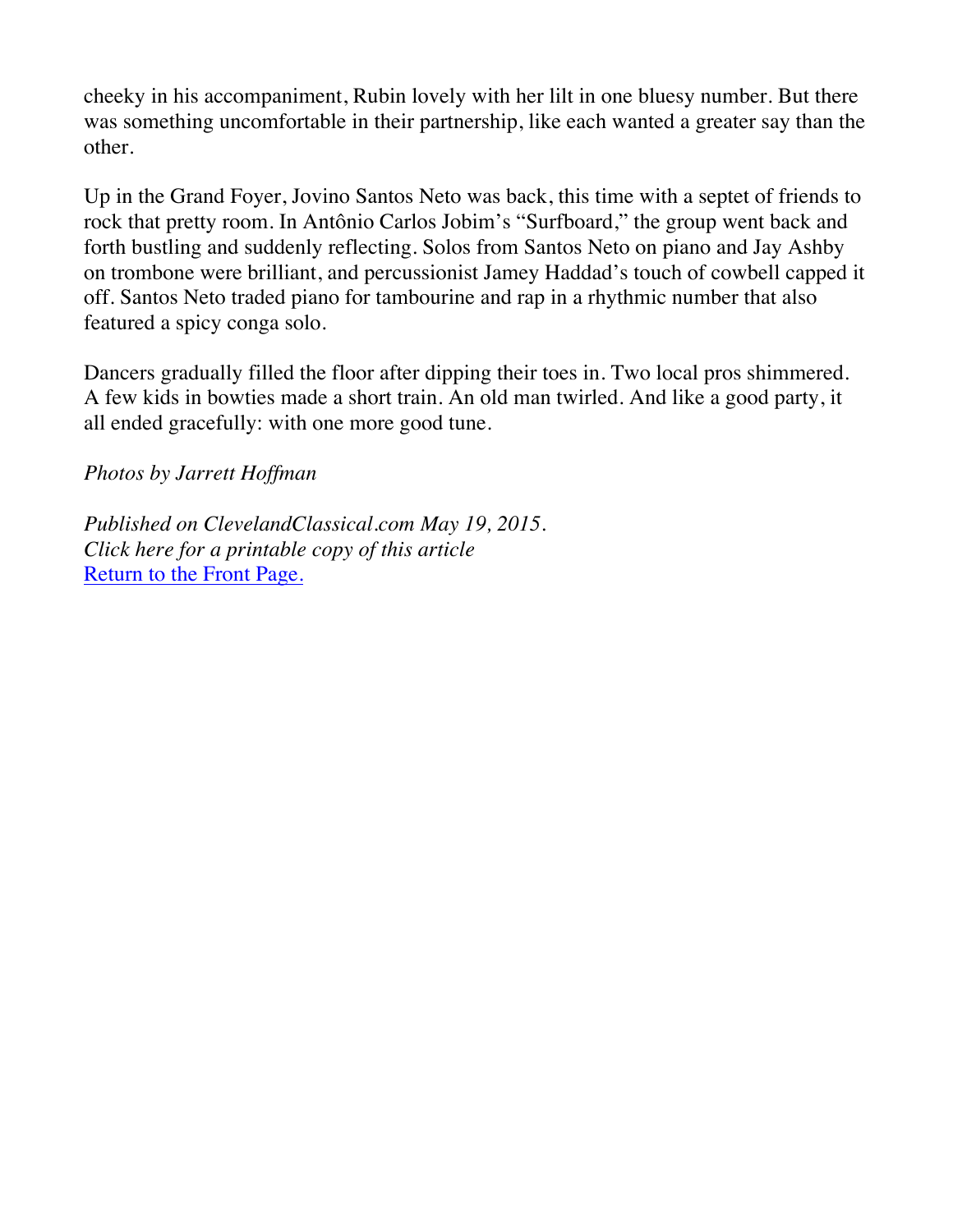cheeky in his accompaniment, Rubin lovely with her lilt in one bluesy number. But there was something uncomfortable in their partnership, like each wanted a greater say than the other.

Up in the Grand Foyer, Jovino Santos Neto was back, this time with a septet of friends to rock that pretty room. In Antônio Carlos Jobim's "Surfboard," the group went back and forth bustling and suddenly reflecting. Solos from Santos Neto on piano and Jay Ashby on trombone were brilliant, and percussionist Jamey Haddad's touch of cowbell capped it off. Santos Neto traded piano for tambourine and rap in a rhythmic number that also featured a spicy conga solo.

Dancers gradually filled the floor after dipping their toes in. Two local pros shimmered. A few kids in bowties made a short train. An old man twirled. And like a good party, it all ended gracefully: with one more good tune.

*Photos by Jarrett Hoffman*

*Published on ClevelandClassical.com May 19, 2015.*
*Click here for a printable copy of this article*
Return to the Front Page.